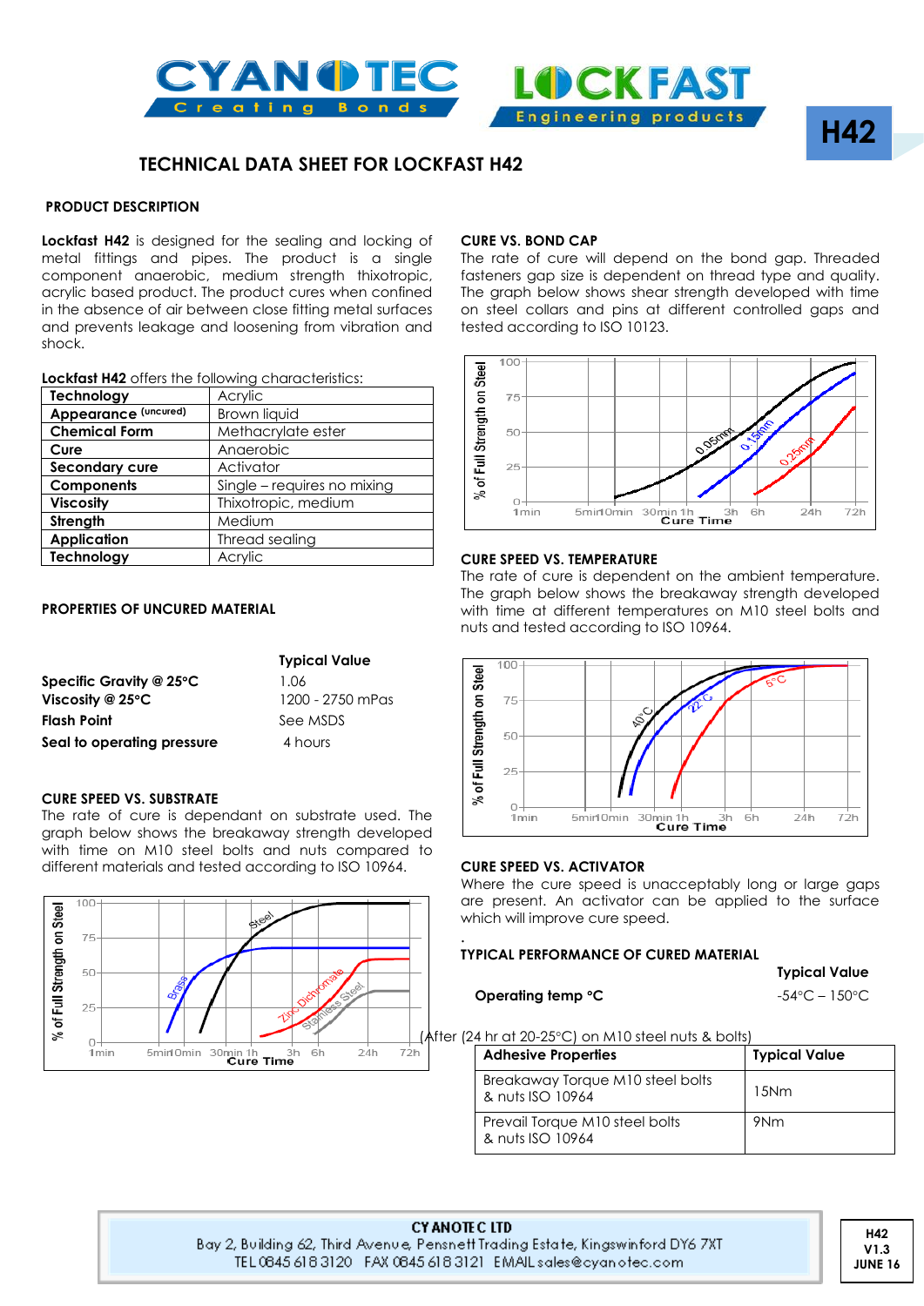# TECHNICAL DATA SHEET FOR LOCKFAST H42

## PRODUCT DESCRIPTION

**Lockfast H42** is designed for the sealing and locking of metal fittings and pipes. The product is a single component anaerobic, medium strength thixotropic, acrylic based product. The product cures when confined in the absence of air between close fitting metal surfaces and prevents leakage and loosening from vibration and shock.

**Lockfast H42** offers the following characteristics:

| | |
|---|---|
| **Technology** | Acrylic |
| **Appearance** (uncured) | Brown liquid |
| **Chemical Form** | Methacrylate ester |
| **Cure** | Anaerobic |
| **Secondary cure** | Activator |
| **Components** | Single – requires no mixing |
| **Viscosity** | Thixotropic, medium |
| **Strength** | Medium |
| **Application** | Thread sealing |
| **Technology** | Acrylic |

## PROPERTIES OF UNCURED MATERIAL

| | Typical Value |
|---|---|
| **Specific Gravity @ 25°C** | 1.06 |
| **Viscosity @ 25°C** | 1200 - 2750 mPas |
| **Flash Point** | See MSDS |
| **Seal to operating pressure** | 4 hours |

## CURE SPEED VS. SUBSTRATE

The rate of cure is dependant on substrate used. The graph below shows the breakaway strength developed with time on M10 steel bolts and nuts compared to different materials and tested according to ISO 10964.

## CURE VS. BOND CAP

The rate of cure will depend on the bond gap. Threaded fasteners gap size is dependent on thread type and quality. The graph below shows shear strength developed with time on steel collars and pins at different controlled gaps and tested according to ISO 10123.

## CURE SPEED VS. TEMPERATURE

The rate of cure is dependent on the ambient temperature. The graph below shows the breakaway strength developed with time at different temperatures on M10 steel bolts and nuts and tested according to ISO 10964.

## CURE SPEED VS. ACTIVATOR

Where the cure speed is unacceptably long or large gaps are present. An activator can be applied to the surface which will improve cure speed.

## TYPICAL PERFORMANCE OF CURED MATERIAL

| | Typical Value |
|---|---|
| **Operating temp °C** | -54°C – 150°C |

(After (24 hr at 20-25°C) on M10 steel nuts & bolts)

| Adhesive Properties | Typical Value |
|---|---|
| Breakaway Torque M10 steel bolts & nuts ISO 10964 | 15Nm |
| Prevail Torque M10 steel bolts & nuts ISO 10964 | 9Nm |

**CYANOTEC LTD**
Bay 2, Building 62, Third Avenue, Pensnett Trading Estate, Kingswinford DY6 7XT
TEL 0845 618 3120 FAX 0845 618 3121 EMAIL sales@cyanotec.com

H42 V1.3 JUNE 16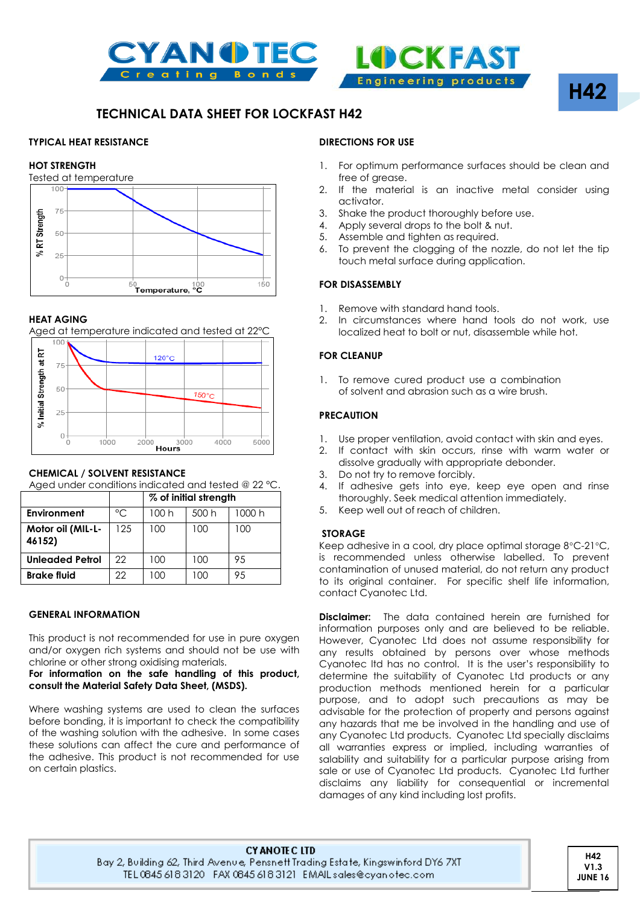# TECHNICAL DATA SHEET FOR LOCKFAST H42

## TYPICAL HEAT RESISTANCE

### HOT STRENGTH

Tested at temperature

% RT Strength

100
75
50
25
0

0 50 100 150

Temperature, °C

### HEAT AGING

Aged at temperature indicated and tested at 22°C

% Initial Strength at RT

100
75
50
25
0

0 1000 2000 3000 4000 5000

Hours

120°C

150°C

### CHEMICAL / SOLVENT RESISTANCE

Aged under conditions indicated and tested @ 22 °C.

| | | % of initial strength | | |
|---|---|---|---|---|
| **Environment** | °C | 100 h | 500 h | 1000 h |
| **Motor oil (MIL-L-46152)** | 125 | 100 | 100 | 100 |
| **Unleaded Petrol** | 22 | 100 | 100 | 95 |
| **Brake fluid** | 22 | 100 | 100 | 95 |

## GENERAL INFORMATION

This product is not recommended for use in pure oxygen and/or oxygen rich systems and should not be use with chlorine or other strong oxidising materials.
**For information on the safe handling of this product, consult the Material Safety Data Sheet, (MSDS).**

Where washing systems are used to clean the surfaces before bonding, it is important to check the compatibility of the washing solution with the adhesive. In some cases these solutions can affect the cure and performance of the adhesive. This product is not recommended for use on certain plastics.

## DIRECTIONS FOR USE

1. For optimum performance surfaces should be clean and free of grease.
2. If the material is an inactive metal consider using activator.
3. Shake the product thoroughly before use.
4. Apply several drops to the bolt & nut.
5. Assemble and tighten as required.
6. To prevent the clogging of the nozzle, do not let the tip touch metal surface during application.

## FOR DISASSEMBLY

1. Remove with standard hand tools.
2. In circumstances where hand tools do not work, use localized heat to bolt or nut, disassemble while hot.

## FOR CLEANUP

1. To remove cured product use a combination of solvent and abrasion such as a wire brush.

## PRECAUTION

1. Use proper ventilation, avoid contact with skin and eyes.
2. If contact with skin occurs, rinse with warm water or dissolve gradually with appropriate debonder.
3. Do not try to remove forcibly.
4. If adhesive gets into eye, keep eye open and rinse thoroughly. Seek medical attention immediately.
5. Keep well out of reach of children.

## STORAGE

Keep adhesive in a cool, dry place optimal storage 8°C-21°C, is recommended unless otherwise labelled. To prevent contamination of unused material, do not return any product to its original container. For specific shelf life information, contact Cyanotec Ltd.

**Disclaimer:** The data contained herein are furnished for information purposes only and are believed to be reliable. However, Cyanotec Ltd does not assume responsibility for any results obtained by persons over whose methods Cyanotec ltd has no control. It is the user's responsibility to determine the suitability of Cyanotec Ltd products or any production methods mentioned herein for a particular purpose, and to adopt such precautions as may be advisable for the protection of property and persons against any hazards that me be involved in the handling and use of any Cyanotec Ltd products. Cyanotec Ltd specially disclaims all warranties express or implied, including warranties of salability and suitability for a particular purpose arising from sale or use of Cyanotec Ltd products. Cyanotec Ltd further disclaims any liability for consequential or incremental damages of any kind including lost profits.

**CYANOTEC LTD**
Bay 2, Building 62, Third Avenue, Pensnett Trading Estate, Kingswinford DY6 7XT
TEL 0845 618 3120 FAX 0845 618 3121 EMAIL sales@cyanotec.com

H42
V1.3
JUNE 16